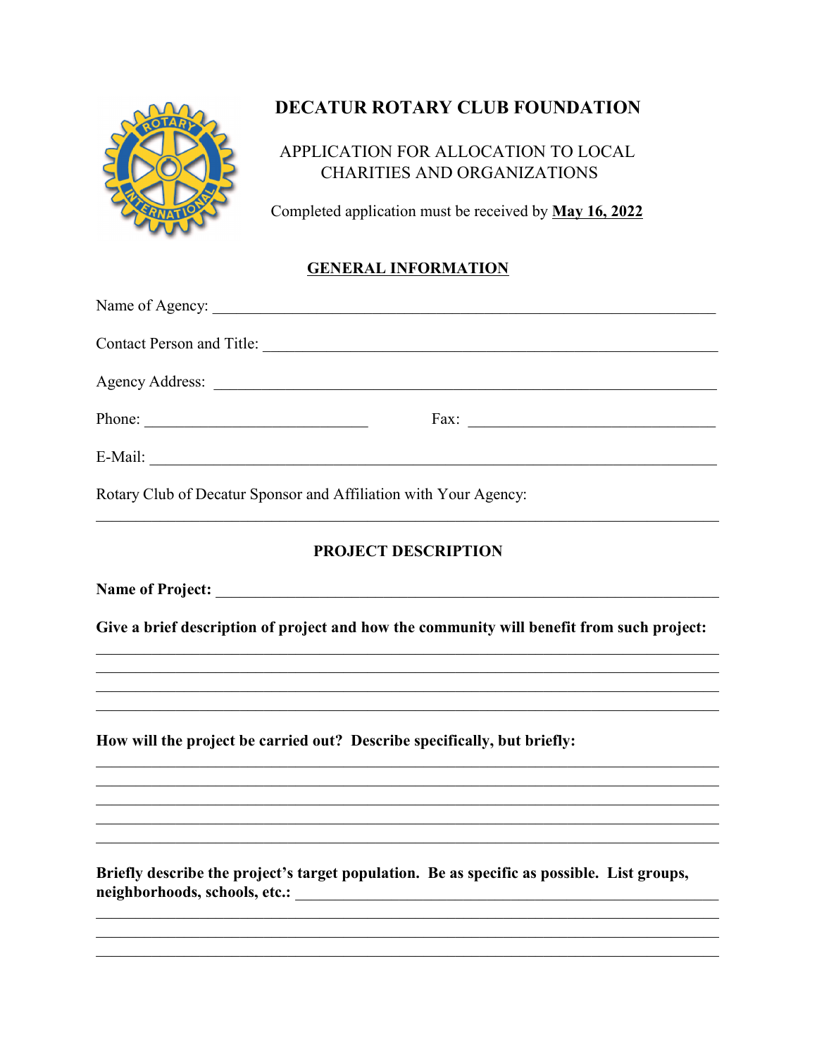# DECATUR ROTARY CLUB FOUNDATION

APPLICATION FOR ALLOCATION TO LOCAL CHARITIES AND ORGANIZATIONS

Completed application must be received by **May 16, 2022**

## GENERAL INFORMATION

Name of Agency: ___________________________________________________________

Contact Person and Title: ____________________________________________________

Agency Address: ___________________________________________________________

Phone: ____________________________ Fax: ________________________________

E-Mail: ___________________________________________________________________

Rotary Club of Decatur Sponsor and Affiliation with Your Agency:

___________________________________________________________________________

## PROJECT DESCRIPTION

**Name of Project:** _________________________________________________________

**Give a brief description of project and how the community will benefit from such project:**

___________________________________________________________________________

___________________________________________________________________________

___________________________________________________________________________

___________________________________________________________________________

**How will the project be carried out? Describe specifically, but briefly:**

___________________________________________________________________________

___________________________________________________________________________

___________________________________________________________________________

___________________________________________________________________________

___________________________________________________________________________

**Briefly describe the project's target population. Be as specific as possible. List groups, neighborhoods, schools, etc.:** ____________________________________________________

___________________________________________________________________________

___________________________________________________________________________

___________________________________________________________________________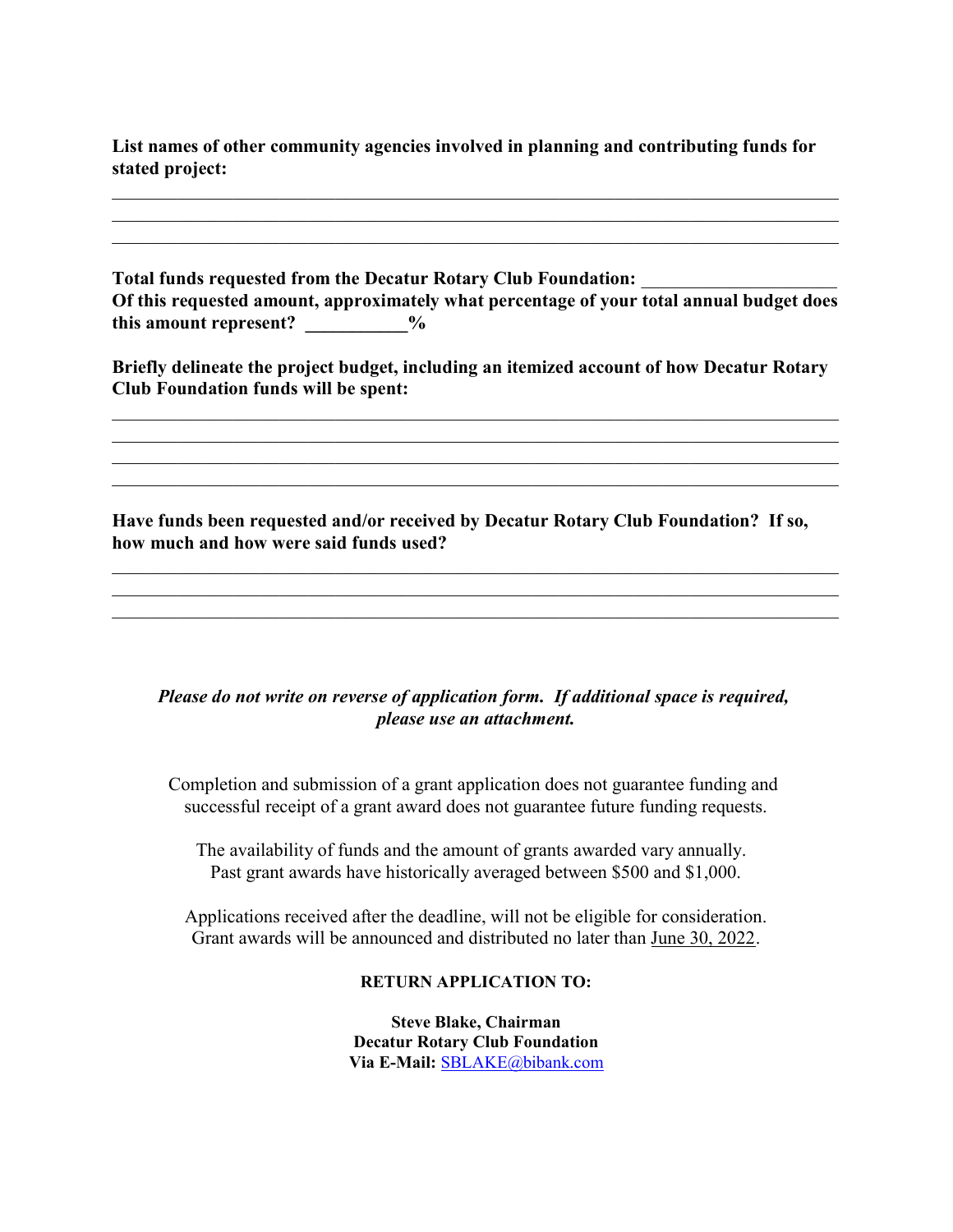**List names of other community agencies involved in planning and contributing funds for stated project:**

\_\_\_\_\_\_\_\_\_\_\_\_\_\_\_\_\_\_\_\_\_\_\_\_\_\_\_\_\_\_\_\_\_\_\_\_\_\_\_\_\_\_\_\_\_\_\_\_\_\_\_\_\_\_\_\_\_\_\_\_\_\_\_\_\_\_\_\_\_\_\_\_

\_\_\_\_\_\_\_\_\_\_\_\_\_\_\_\_\_\_\_\_\_\_\_\_\_\_\_\_\_\_\_\_\_\_\_\_\_\_\_\_\_\_\_\_\_\_\_\_\_\_\_\_\_\_\_\_\_\_\_\_\_\_\_\_\_\_\_\_\_\_\_\_

\_\_\_\_\_\_\_\_\_\_\_\_\_\_\_\_\_\_\_\_\_\_\_\_\_\_\_\_\_\_\_\_\_\_\_\_\_\_\_\_\_\_\_\_\_\_\_\_\_\_\_\_\_\_\_\_\_\_\_\_\_\_\_\_\_\_\_\_\_\_\_\_

**Total funds requested from the Decatur Rotary Club Foundation:** \_\_\_\_\_\_\_\_\_\_\_\_\_\_\_\_\_\_\_\_
**Of this requested amount, approximately what percentage of your total annual budget does this amount represent? \_\_\_\_\_\_\_\_\_\_\_%**

**Briefly delineate the project budget, including an itemized account of how Decatur Rotary Club Foundation funds will be spent:**

\_\_\_\_\_\_\_\_\_\_\_\_\_\_\_\_\_\_\_\_\_\_\_\_\_\_\_\_\_\_\_\_\_\_\_\_\_\_\_\_\_\_\_\_\_\_\_\_\_\_\_\_\_\_\_\_\_\_\_\_\_\_\_\_\_\_\_\_\_\_\_\_

\_\_\_\_\_\_\_\_\_\_\_\_\_\_\_\_\_\_\_\_\_\_\_\_\_\_\_\_\_\_\_\_\_\_\_\_\_\_\_\_\_\_\_\_\_\_\_\_\_\_\_\_\_\_\_\_\_\_\_\_\_\_\_\_\_\_\_\_\_\_\_\_

\_\_\_\_\_\_\_\_\_\_\_\_\_\_\_\_\_\_\_\_\_\_\_\_\_\_\_\_\_\_\_\_\_\_\_\_\_\_\_\_\_\_\_\_\_\_\_\_\_\_\_\_\_\_\_\_\_\_\_\_\_\_\_\_\_\_\_\_\_\_\_\_

\_\_\_\_\_\_\_\_\_\_\_\_\_\_\_\_\_\_\_\_\_\_\_\_\_\_\_\_\_\_\_\_\_\_\_\_\_\_\_\_\_\_\_\_\_\_\_\_\_\_\_\_\_\_\_\_\_\_\_\_\_\_\_\_\_\_\_\_\_\_\_\_

**Have funds been requested and/or received by Decatur Rotary Club Foundation? If so, how much and how were said funds used?**

\_\_\_\_\_\_\_\_\_\_\_\_\_\_\_\_\_\_\_\_\_\_\_\_\_\_\_\_\_\_\_\_\_\_\_\_\_\_\_\_\_\_\_\_\_\_\_\_\_\_\_\_\_\_\_\_\_\_\_\_\_\_\_\_\_\_\_\_\_\_\_\_

\_\_\_\_\_\_\_\_\_\_\_\_\_\_\_\_\_\_\_\_\_\_\_\_\_\_\_\_\_\_\_\_\_\_\_\_\_\_\_\_\_\_\_\_\_\_\_\_\_\_\_\_\_\_\_\_\_\_\_\_\_\_\_\_\_\_\_\_\_\_\_\_

\_\_\_\_\_\_\_\_\_\_\_\_\_\_\_\_\_\_\_\_\_\_\_\_\_\_\_\_\_\_\_\_\_\_\_\_\_\_\_\_\_\_\_\_\_\_\_\_\_\_\_\_\_\_\_\_\_\_\_\_\_\_\_\_\_\_\_\_\_\_\_\_

***Please do not write on reverse of application form. If additional space is required, please use an attachment.***

Completion and submission of a grant application does not guarantee funding and successful receipt of a grant award does not guarantee future funding requests.

The availability of funds and the amount of grants awarded vary annually. Past grant awards have historically averaged between $500 and $1,000.

Applications received after the deadline, will not be eligible for consideration. Grant awards will be announced and distributed no later than June 30, 2022.

**RETURN APPLICATION TO:**

**Steve Blake, Chairman**
**Decatur Rotary Club Foundation**
**Via E-Mail:** SBLAKE@bibank.com